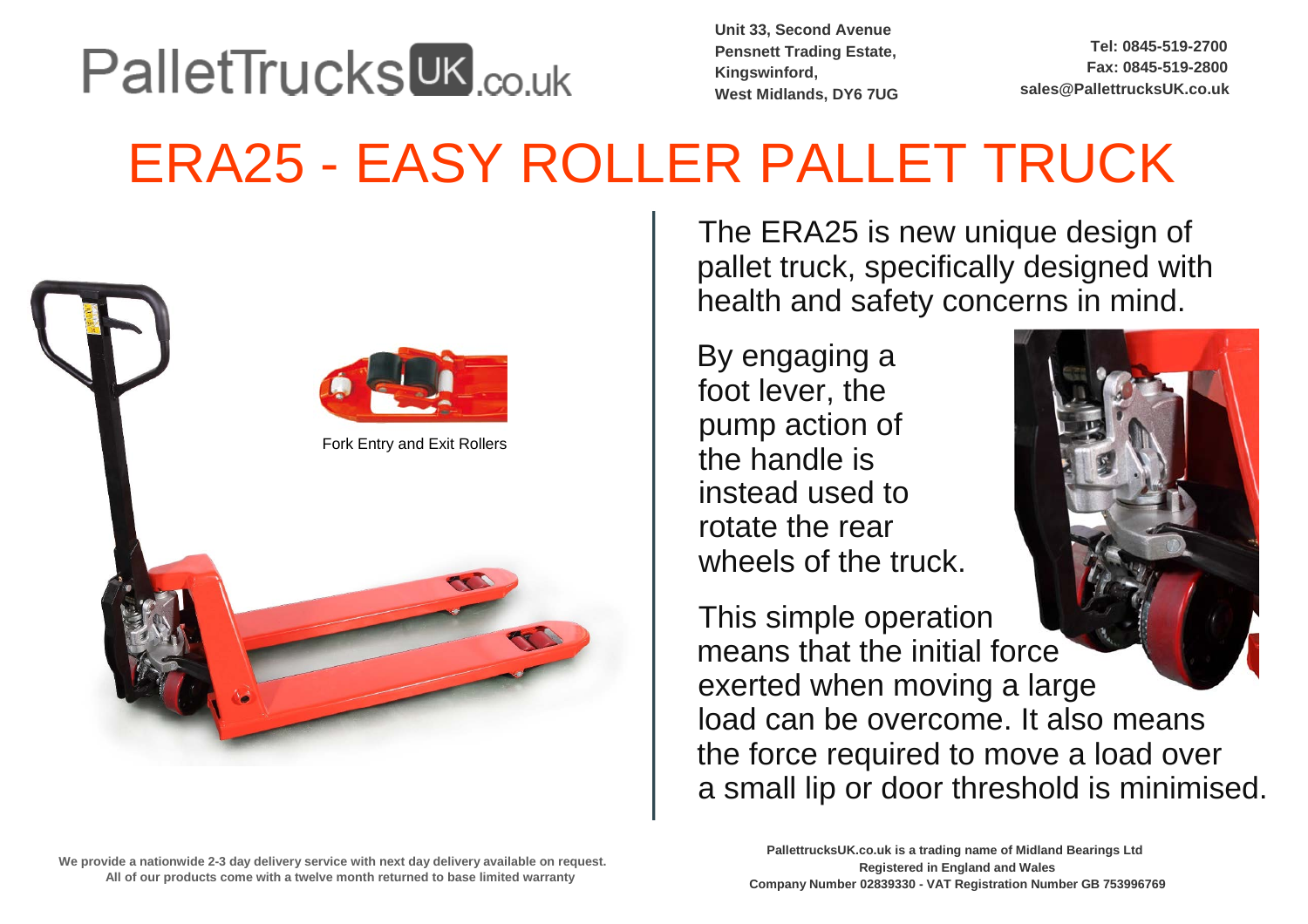PalletTrucksUK.co.uk

Unit 33, Second Avenue
Pensnett Trading Estate,
Kingswinford,
West Midlands, DY6 7UG

Tel: 0845-519-2700
Fax: 0845-519-2800
sales@PallettrucksUK.co.uk

# ERA25 - EASY ROLLER PALLET TRUCK

Fork Entry and Exit Rollers

The ERA25 is new unique design of pallet truck, specifically designed with health and safety concerns in mind.

By engaging a foot lever, the pump action of the handle is instead used to rotate the rear wheels of the truck.

This simple operation means that the initial force exerted when moving a large load can be overcome. It also means the force required to move a load over a small lip or door threshold is minimised.

**We provide a nationwide 2-3 day delivery service with next day delivery available on request.**
**All of our products come with a twelve month returned to base limited warranty**

**PallettrucksUK.co.uk is a trading name of Midland Bearings Ltd**
**Registered in England and Wales**
**Company Number 02839330 - VAT Registration Number GB 753996769**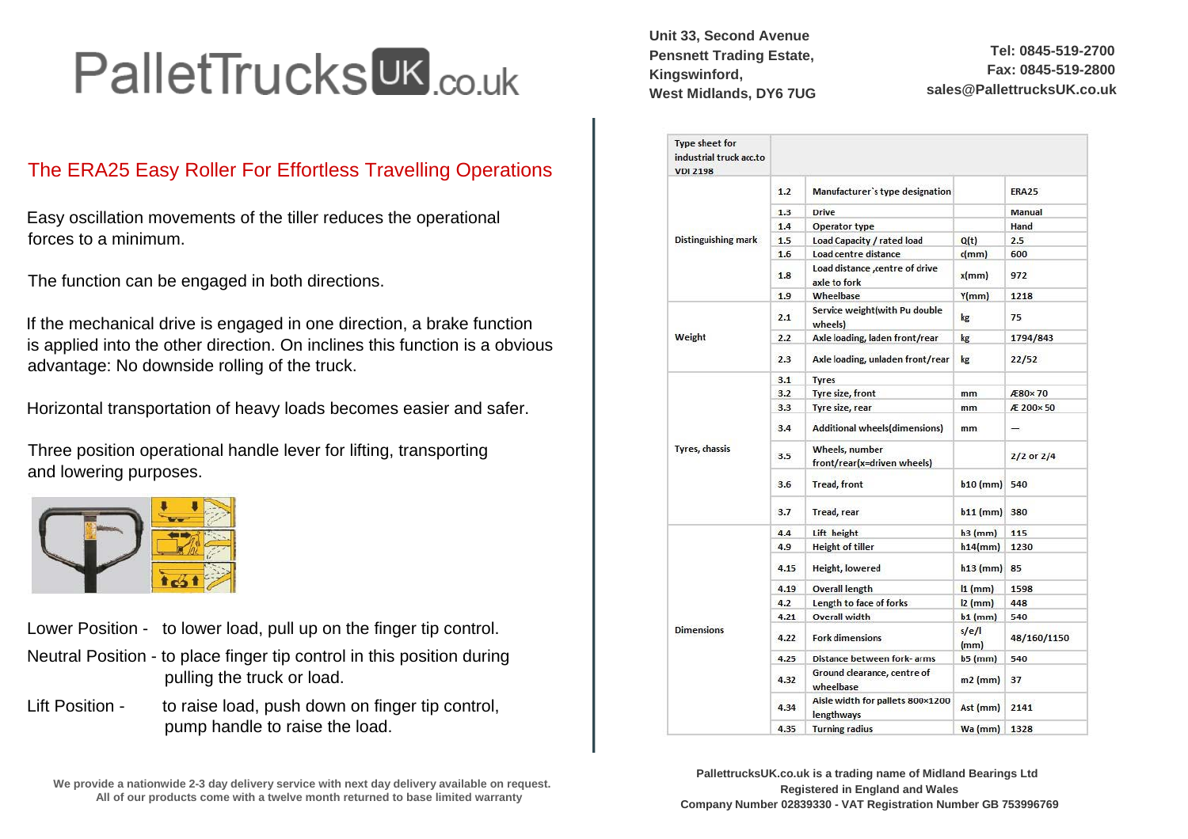PalletTrucksUK.co.uk

Unit 33, Second Avenue
Pensnett Trading Estate,
Kingswinford,
West Midlands, DY6 7UG

Tel: 0845-519-2700
Fax: 0845-519-2800
sales@PallettrucksUK.co.uk

## The ERA25 Easy Roller For Effortless Travelling Operations

Easy oscillation movements of the tiller reduces the operational forces to a minimum.

The function can be engaged in both directions.

If the mechanical drive is engaged in one direction, a brake function is applied into the other direction. On inclines this function is a obvious advantage: No downside rolling of the truck.

Horizontal transportation of heavy loads becomes easier and safer.

Three position operational handle lever for lifting, transporting and lowering purposes.

Lower Position - to lower load, pull up on the finger tip control.

Neutral Position - to place finger tip control in this position during pulling the truck or load.

Lift Position - to raise load, push down on finger tip control, pump handle to raise the load.

| Type sheet for industrial truck acc.to VDI 2198 | | | | |
|---|---|---|---|---|
| Distinguishing mark | 1.2 | Manufacturer`s type designation | | ERA25 |
| | 1.3 | Drive | | Manual |
| | 1.4 | Operator type | | Hand |
| | 1.5 | Load Capacity / rated load | Q(t) | 2.5 |
| | 1.6 | Load centre distance | c(mm) | 600 |
| | 1.8 | Load distance ,centre of drive axle to fork | x(mm) | 972 |
| | 1.9 | Wheelbase | Y(mm) | 1218 |
| Weight | 2.1 | Service weight(with Pu double wheels) | kg | 75 |
| | 2.2 | Axle loading, laden front/rear | kg | 1794/843 |
| | 2.3 | Axle loading, unladen front/rear | kg | 22/52 |
| Tyres, chassis | 3.1 | Tyres | | |
| | 3.2 | Tyre size, front | mm | Æ80× 70 |
| | 3.3 | Tyre size, rear | mm | Æ 200× 50 |
| | 3.4 | Additional wheels(dimensions) | mm | — |
| | 3.5 | Wheels, number front/rear(x=driven wheels) | | 2/2 or 2/4 |
| | 3.6 | Tread, front | b10 (mm) | 540 |
| | 3.7 | Tread, rear | b11 (mm) | 380 |
| Dimensions | 4.4 | Lift height | h3 (mm) | 115 |
| | 4.9 | Height of tiller | h14(mm) | 1230 |
| | 4.15 | Height, lowered | h13 (mm) | 85 |
| | 4.19 | Overall length | l1 (mm) | 1598 |
| | 4.2 | Length to face of forks | l2 (mm) | 448 |
| | 4.21 | Overall width | b1 (mm) | 540 |
| | 4.22 | Fork dimensions | s/e/l (mm) | 48/160/1150 |
| | 4.25 | Distance between fork- arms | b5 (mm) | 540 |
| | 4.32 | Ground clearance, centre of wheelbase | m2 (mm) | 37 |
| | 4.34 | Aisle width for pallets 800×1200 lengthways | Ast (mm) | 2141 |
| | 4.35 | Turning radius | Wa (mm) | 1328 |

We provide a nationwide 2-3 day delivery service with next day delivery available on request.
All of our products come with a twelve month returned to base limited warranty

PallettrucksUK.co.uk is a trading name of Midland Bearings Ltd
Registered in England and Wales
Company Number 02839330 - VAT Registration Number GB 753996769